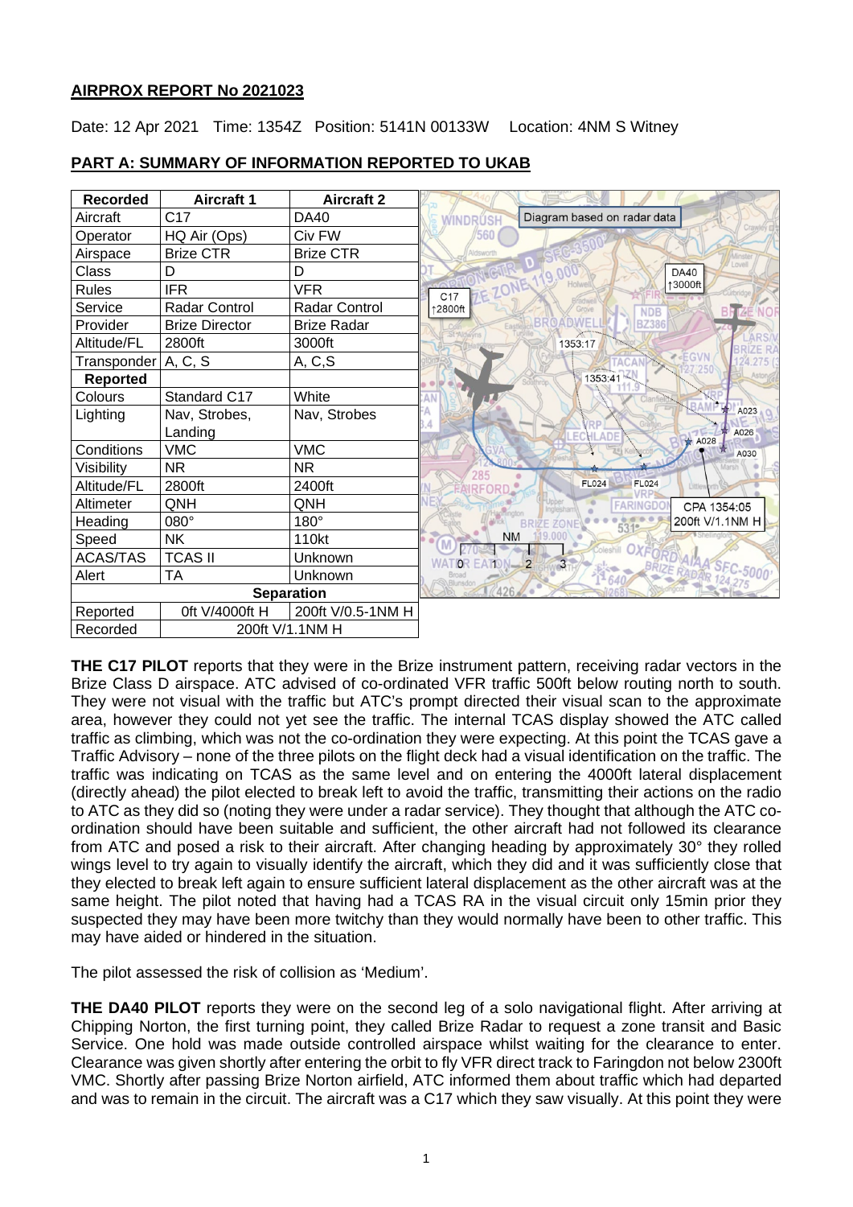## AIRPROX REPORT No 2021023

Date: 12 Apr 2021 Time: 1354Z Position: 5141N 00133W Location: 4NM S Witney

### PART A: SUMMARY OF INFORMATION REPORTED TO UKAB

| Recorded | Aircraft 1 | Aircraft 2 |
|---|---|---|
| Aircraft | C17 | DA40 |
| Operator | HQ Air (Ops) | Civ FW |
| Airspace | Brize CTR | Brize CTR |
| Class | D | D |
| Rules | IFR | VFR |
| Service | Radar Control | Radar Control |
| Provider | Brize Director | Brize Radar |
| Altitude/FL | 2800ft | 3000ft |
| Transponder | A, C, S | A, C,S |
| **Reported** | | |
| Colours | Standard C17 | White |
| Lighting | Nav, Strobes, Landing | Nav, Strobes |
| Conditions | VMC | VMC |
| Visibility | NR | NR |
| Altitude/FL | 2800ft | 2400ft |
| Altimeter | QNH | QNH |
| Heading | 080° | 180° |
| Speed | NK | 110kt |
| ACAS/TAS | TCAS II | Unknown |
| Alert | TA | Unknown |
| **Separation** | | |
| Reported | 0ft V/4000ft H | 200ft V/0.5-1NM H |
| Recorded | 200ft V/1.1NM H | |

Diagram based on radar data

**THE C17 PILOT** reports that they were in the Brize instrument pattern, receiving radar vectors in the Brize Class D airspace. ATC advised of co-ordinated VFR traffic 500ft below routing north to south. They were not visual with the traffic but ATC's prompt directed their visual scan to the approximate area, however they could not yet see the traffic. The internal TCAS display showed the ATC called traffic as climbing, which was not the co-ordination they were expecting. At this point the TCAS gave a Traffic Advisory – none of the three pilots on the flight deck had a visual identification on the traffic. The traffic was indicating on TCAS as the same level and on entering the 4000ft lateral displacement (directly ahead) the pilot elected to break left to avoid the traffic, transmitting their actions on the radio to ATC as they did so (noting they were under a radar service). They thought that although the ATC co-ordination should have been suitable and sufficient, the other aircraft had not followed its clearance from ATC and posed a risk to their aircraft. After changing heading by approximately 30° they rolled wings level to try again to visually identify the aircraft, which they did and it was sufficiently close that they elected to break left again to ensure sufficient lateral displacement as the other aircraft was at the same height. The pilot noted that having had a TCAS RA in the visual circuit only 15min prior they suspected they may have been more twitchy than they would normally have been to other traffic. This may have aided or hindered in the situation.

The pilot assessed the risk of collision as 'Medium'.

**THE DA40 PILOT** reports they were on the second leg of a solo navigational flight. After arriving at Chipping Norton, the first turning point, they called Brize Radar to request a zone transit and Basic Service. One hold was made outside controlled airspace whilst waiting for the clearance to enter. Clearance was given shortly after entering the orbit to fly VFR direct track to Faringdon not below 2300ft VMC. Shortly after passing Brize Norton airfield, ATC informed them about traffic which had departed and was to remain in the circuit. The aircraft was a C17 which they saw visually. At this point they were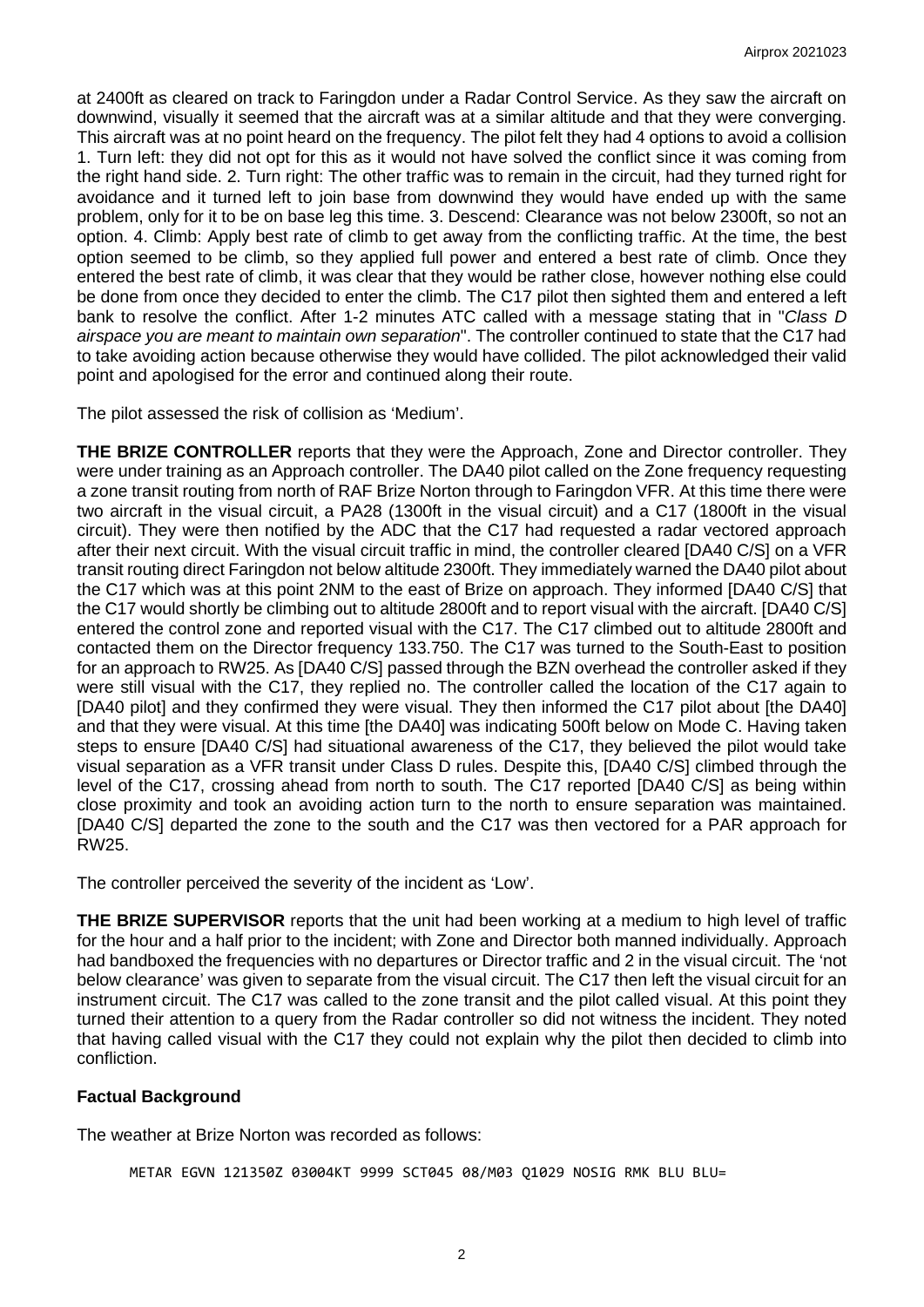at 2400ft as cleared on track to Faringdon under a Radar Control Service. As they saw the aircraft on downwind, visually it seemed that the aircraft was at a similar altitude and that they were converging. This aircraft was at no point heard on the frequency. The pilot felt they had 4 options to avoid a collision 1. Turn left: they did not opt for this as it would not have solved the conflict since it was coming from the right hand side. 2. Turn right: The other traffic was to remain in the circuit, had they turned right for avoidance and it turned left to join base from downwind they would have ended up with the same problem, only for it to be on base leg this time. 3. Descend: Clearance was not below 2300ft, so not an option. 4. Climb: Apply best rate of climb to get away from the conflicting traffic. At the time, the best option seemed to be climb, so they applied full power and entered a best rate of climb. Once they entered the best rate of climb, it was clear that they would be rather close, however nothing else could be done from once they decided to enter the climb. The C17 pilot then sighted them and entered a left bank to resolve the conflict. After 1-2 minutes ATC called with a message stating that in "*Class D airspace you are meant to maintain own separation*". The controller continued to state that the C17 had to take avoiding action because otherwise they would have collided. The pilot acknowledged their valid point and apologised for the error and continued along their route.

The pilot assessed the risk of collision as 'Medium'.

**THE BRIZE CONTROLLER** reports that they were the Approach, Zone and Director controller. They were under training as an Approach controller. The DA40 pilot called on the Zone frequency requesting a zone transit routing from north of RAF Brize Norton through to Faringdon VFR. At this time there were two aircraft in the visual circuit, a PA28 (1300ft in the visual circuit) and a C17 (1800ft in the visual circuit). They were then notified by the ADC that the C17 had requested a radar vectored approach after their next circuit. With the visual circuit traffic in mind, the controller cleared [DA40 C/S] on a VFR transit routing direct Faringdon not below altitude 2300ft. They immediately warned the DA40 pilot about the C17 which was at this point 2NM to the east of Brize on approach. They informed [DA40 C/S] that the C17 would shortly be climbing out to altitude 2800ft and to report visual with the aircraft. [DA40 C/S] entered the control zone and reported visual with the C17. The C17 climbed out to altitude 2800ft and contacted them on the Director frequency 133.750. The C17 was turned to the South-East to position for an approach to RW25. As [DA40 C/S] passed through the BZN overhead the controller asked if they were still visual with the C17, they replied no. The controller called the location of the C17 again to [DA40 pilot] and they confirmed they were visual. They then informed the C17 pilot about [the DA40] and that they were visual. At this time [the DA40] was indicating 500ft below on Mode C. Having taken steps to ensure [DA40 C/S] had situational awareness of the C17, they believed the pilot would take visual separation as a VFR transit under Class D rules. Despite this, [DA40 C/S] climbed through the level of the C17, crossing ahead from north to south. The C17 reported [DA40 C/S] as being within close proximity and took an avoiding action turn to the north to ensure separation was maintained. [DA40 C/S] departed the zone to the south and the C17 was then vectored for a PAR approach for RW25.

The controller perceived the severity of the incident as 'Low'.

**THE BRIZE SUPERVISOR** reports that the unit had been working at a medium to high level of traffic for the hour and a half prior to the incident; with Zone and Director both manned individually. Approach had bandboxed the frequencies with no departures or Director traffic and 2 in the visual circuit. The 'not below clearance' was given to separate from the visual circuit. The C17 then left the visual circuit for an instrument circuit. The C17 was called to the zone transit and the pilot called visual. At this point they turned their attention to a query from the Radar controller so did not witness the incident. They noted that having called visual with the C17 they could not explain why the pilot then decided to climb into confliction.

## Factual Background

The weather at Brize Norton was recorded as follows:

```
METAR EGVN 121350Z 03004KT 9999 SCT045 08/M03 Q1029 NOSIG RMK BLU BLU=
```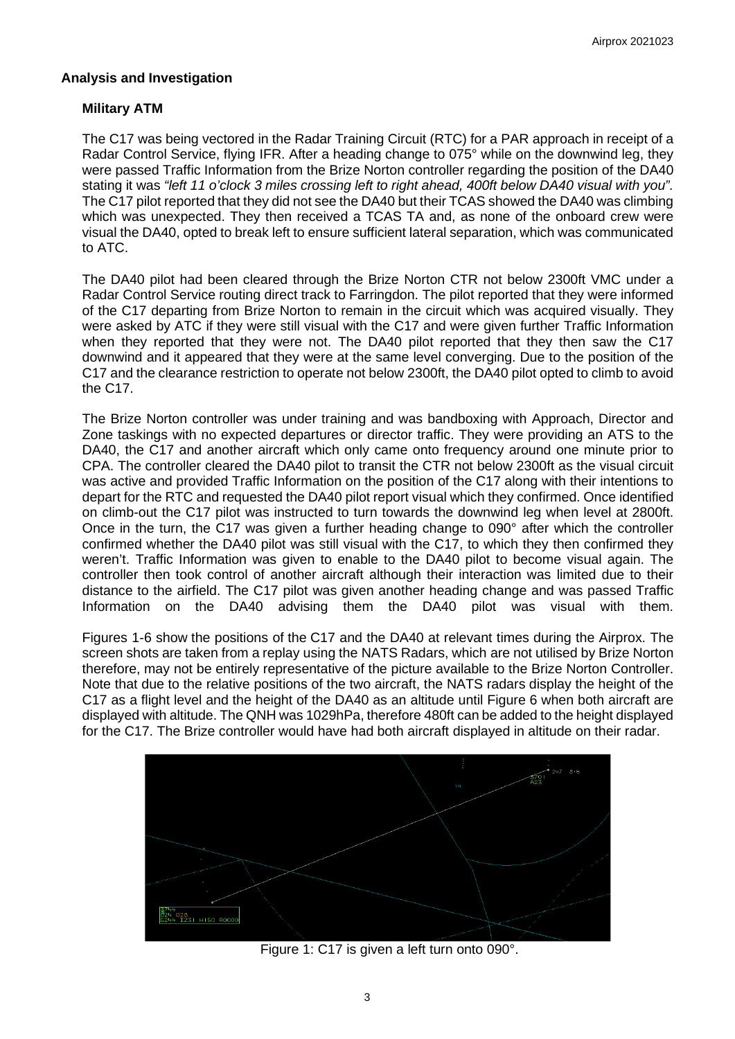## Analysis and Investigation

### Military ATM

The C17 was being vectored in the Radar Training Circuit (RTC) for a PAR approach in receipt of a Radar Control Service, flying IFR. After a heading change to 075° while on the downwind leg, they were passed Traffic Information from the Brize Norton controller regarding the position of the DA40 stating it was *"left 11 o'clock 3 miles crossing left to right ahead, 400ft below DA40 visual with you".* The C17 pilot reported that they did not see the DA40 but their TCAS showed the DA40 was climbing which was unexpected. They then received a TCAS TA and, as none of the onboard crew were visual the DA40, opted to break left to ensure sufficient lateral separation, which was communicated to ATC.

The DA40 pilot had been cleared through the Brize Norton CTR not below 2300ft VMC under a Radar Control Service routing direct track to Farringdon. The pilot reported that they were informed of the C17 departing from Brize Norton to remain in the circuit which was acquired visually. They were asked by ATC if they were still visual with the C17 and were given further Traffic Information when they reported that they were not. The DA40 pilot reported that they then saw the C17 downwind and it appeared that they were at the same level converging. Due to the position of the C17 and the clearance restriction to operate not below 2300ft, the DA40 pilot opted to climb to avoid the C17.

The Brize Norton controller was under training and was bandboxing with Approach, Director and Zone taskings with no expected departures or director traffic. They were providing an ATS to the DA40, the C17 and another aircraft which only came onto frequency around one minute prior to CPA. The controller cleared the DA40 pilot to transit the CTR not below 2300ft as the visual circuit was active and provided Traffic Information on the position of the C17 along with their intentions to depart for the RTC and requested the DA40 pilot report visual which they confirmed. Once identified on climb-out the C17 pilot was instructed to turn towards the downwind leg when level at 2800ft. Once in the turn, the C17 was given a further heading change to 090° after which the controller confirmed whether the DA40 pilot was still visual with the C17, to which they then confirmed they weren't. Traffic Information was given to enable to the DA40 pilot to become visual again. The controller then took control of another aircraft although their interaction was limited due to their distance to the airfield. The C17 pilot was given another heading change and was passed Traffic Information on the DA40 advising them the DA40 pilot was visual with them.

Figures 1-6 show the positions of the C17 and the DA40 at relevant times during the Airprox. The screen shots are taken from a replay using the NATS Radars, which are not utilised by Brize Norton therefore, may not be entirely representative of the picture available to the Brize Norton Controller. Note that due to the relative positions of the two aircraft, the NATS radars display the height of the C17 as a flight level and the height of the DA40 as an altitude until Figure 6 when both aircraft are displayed with altitude. The QNH was 1029hPa, therefore 480ft can be added to the height displayed for the C17. The Brize controller would have had both aircraft displayed in altitude on their radar.

Figure 1: C17 is given a left turn onto 090°.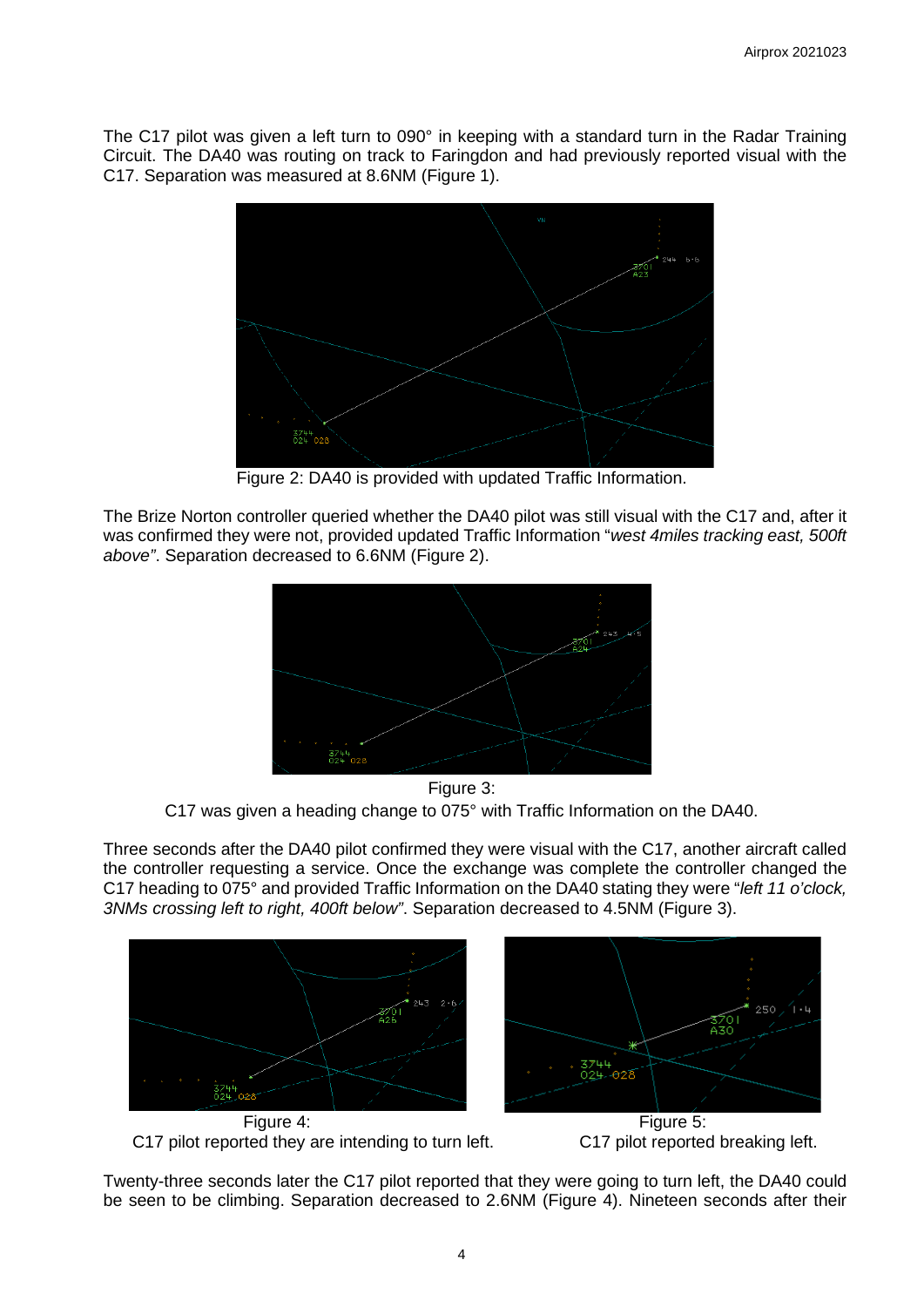The C17 pilot was given a left turn to 090° in keeping with a standard turn in the Radar Training Circuit. The DA40 was routing on track to Faringdon and had previously reported visual with the C17. Separation was measured at 8.6NM (Figure 1).

Figure 2: DA40 is provided with updated Traffic Information.

The Brize Norton controller queried whether the DA40 pilot was still visual with the C17 and, after it was confirmed they were not, provided updated Traffic Information "*west 4miles tracking east, 500ft above*". Separation decreased to 6.6NM (Figure 2).

Figure 3:
C17 was given a heading change to 075° with Traffic Information on the DA40.

Three seconds after the DA40 pilot confirmed they were visual with the C17, another aircraft called the controller requesting a service. Once the exchange was complete the controller changed the C17 heading to 075° and provided Traffic Information on the DA40 stating they were "*left 11 o'clock, 3NMs crossing left to right, 400ft below*". Separation decreased to 4.5NM (Figure 3).

Figure 4:
C17 pilot reported they are intending to turn left.

Figure 5:
C17 pilot reported breaking left.

Twenty-three seconds later the C17 pilot reported that they were going to turn left, the DA40 could be seen to be climbing. Separation decreased to 2.6NM (Figure 4). Nineteen seconds after their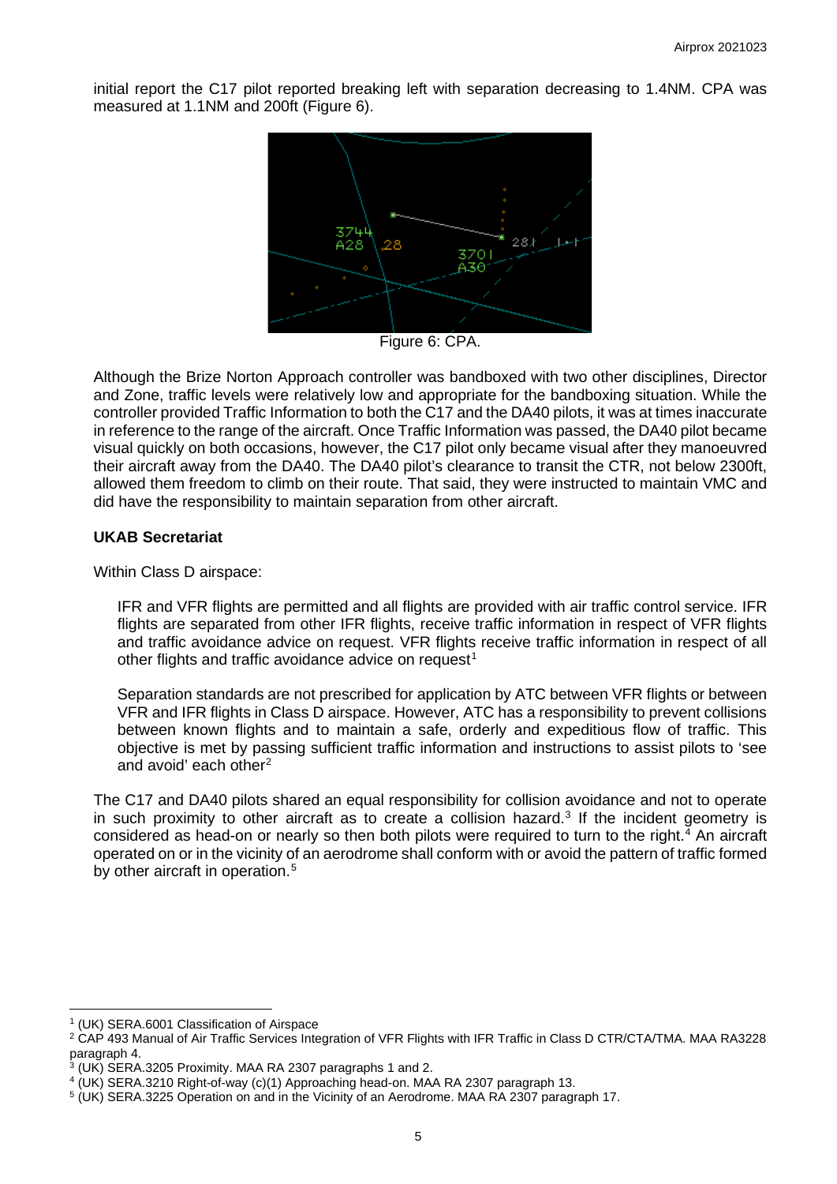initial report the C17 pilot reported breaking left with separation decreasing to 1.4NM. CPA was measured at 1.1NM and 200ft (Figure 6).

Figure 6: CPA.

Although the Brize Norton Approach controller was bandboxed with two other disciplines, Director and Zone, traffic levels were relatively low and appropriate for the bandboxing situation. While the controller provided Traffic Information to both the C17 and the DA40 pilots, it was at times inaccurate in reference to the range of the aircraft. Once Traffic Information was passed, the DA40 pilot became visual quickly on both occasions, however, the C17 pilot only became visual after they manoeuvred their aircraft away from the DA40. The DA40 pilot's clearance to transit the CTR, not below 2300ft, allowed them freedom to climb on their route. That said, they were instructed to maintain VMC and did have the responsibility to maintain separation from other aircraft.

**UKAB Secretariat**

Within Class D airspace:

> IFR and VFR flights are permitted and all flights are provided with air traffic control service. IFR flights are separated from other IFR flights, receive traffic information in respect of VFR flights and traffic avoidance advice on request. VFR flights receive traffic information in respect of all other flights and traffic avoidance advice on request[1]
>
> Separation standards are not prescribed for application by ATC between VFR flights or between VFR and IFR flights in Class D airspace. However, ATC has a responsibility to prevent collisions between known flights and to maintain a safe, orderly and expeditious flow of traffic. This objective is met by passing sufficient traffic information and instructions to assist pilots to 'see and avoid' each other[2]

The C17 and DA40 pilots shared an equal responsibility for collision avoidance and not to operate in such proximity to other aircraft as to create a collision hazard.[3] If the incident geometry is considered as head-on or nearly so then both pilots were required to turn to the right.[4] An aircraft operated on or in the vicinity of an aerodrome shall conform with or avoid the pattern of traffic formed by other aircraft in operation.[5]

---

[1] (UK) SERA.6001 Classification of Airspace

[2] CAP 493 Manual of Air Traffic Services Integration of VFR Flights with IFR Traffic in Class D CTR/CTA/TMA. MAA RA3228 paragraph 4.

[3] (UK) SERA.3205 Proximity. MAA RA 2307 paragraphs 1 and 2.

[4] (UK) SERA.3210 Right-of-way (c)(1) Approaching head-on. MAA RA 2307 paragraph 13.

[5] (UK) SERA.3225 Operation on and in the Vicinity of an Aerodrome. MAA RA 2307 paragraph 17.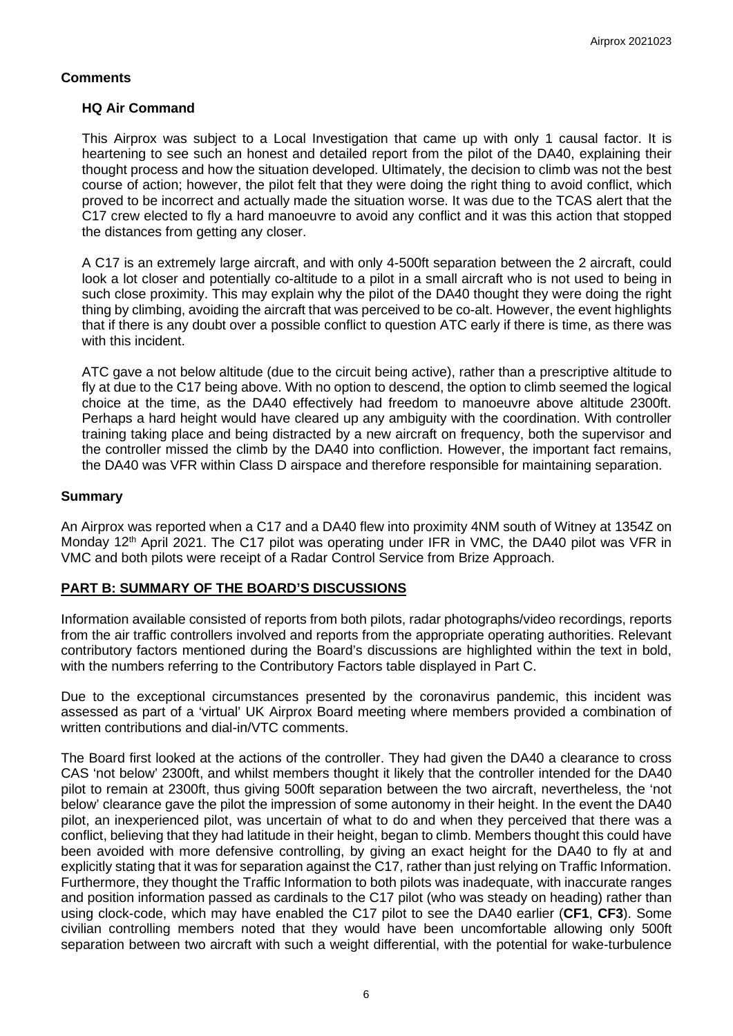## Comments

### HQ Air Command

This Airprox was subject to a Local Investigation that came up with only 1 causal factor. It is heartening to see such an honest and detailed report from the pilot of the DA40, explaining their thought process and how the situation developed. Ultimately, the decision to climb was not the best course of action; however, the pilot felt that they were doing the right thing to avoid conflict, which proved to be incorrect and actually made the situation worse. It was due to the TCAS alert that the C17 crew elected to fly a hard manoeuvre to avoid any conflict and it was this action that stopped the distances from getting any closer.

A C17 is an extremely large aircraft, and with only 4-500ft separation between the 2 aircraft, could look a lot closer and potentially co-altitude to a pilot in a small aircraft who is not used to being in such close proximity. This may explain why the pilot of the DA40 thought they were doing the right thing by climbing, avoiding the aircraft that was perceived to be co-alt. However, the event highlights that if there is any doubt over a possible conflict to question ATC early if there is time, as there was with this incident.

ATC gave a not below altitude (due to the circuit being active), rather than a prescriptive altitude to fly at due to the C17 being above. With no option to descend, the option to climb seemed the logical choice at the time, as the DA40 effectively had freedom to manoeuvre above altitude 2300ft. Perhaps a hard height would have cleared up any ambiguity with the coordination. With controller training taking place and being distracted by a new aircraft on frequency, both the supervisor and the controller missed the climb by the DA40 into confliction. However, the important fact remains, the DA40 was VFR within Class D airspace and therefore responsible for maintaining separation.

## Summary

An Airprox was reported when a C17 and a DA40 flew into proximity 4NM south of Witney at 1354Z on Monday 12th April 2021. The C17 pilot was operating under IFR in VMC, the DA40 pilot was VFR in VMC and both pilots were receipt of a Radar Control Service from Brize Approach.

## PART B: SUMMARY OF THE BOARD'S DISCUSSIONS

Information available consisted of reports from both pilots, radar photographs/video recordings, reports from the air traffic controllers involved and reports from the appropriate operating authorities. Relevant contributory factors mentioned during the Board's discussions are highlighted within the text in bold, with the numbers referring to the Contributory Factors table displayed in Part C.

Due to the exceptional circumstances presented by the coronavirus pandemic, this incident was assessed as part of a 'virtual' UK Airprox Board meeting where members provided a combination of written contributions and dial-in/VTC comments.

The Board first looked at the actions of the controller. They had given the DA40 a clearance to cross CAS 'not below' 2300ft, and whilst members thought it likely that the controller intended for the DA40 pilot to remain at 2300ft, thus giving 500ft separation between the two aircraft, nevertheless, the 'not below' clearance gave the pilot the impression of some autonomy in their height. In the event the DA40 pilot, an inexperienced pilot, was uncertain of what to do and when they perceived that there was a conflict, believing that they had latitude in their height, began to climb. Members thought this could have been avoided with more defensive controlling, by giving an exact height for the DA40 to fly at and explicitly stating that it was for separation against the C17, rather than just relying on Traffic Information. Furthermore, they thought the Traffic Information to both pilots was inadequate, with inaccurate ranges and position information passed as cardinals to the C17 pilot (who was steady on heading) rather than using clock-code, which may have enabled the C17 pilot to see the DA40 earlier (**CF1**, **CF3**). Some civilian controlling members noted that they would have been uncomfortable allowing only 500ft separation between two aircraft with such a weight differential, with the potential for wake-turbulence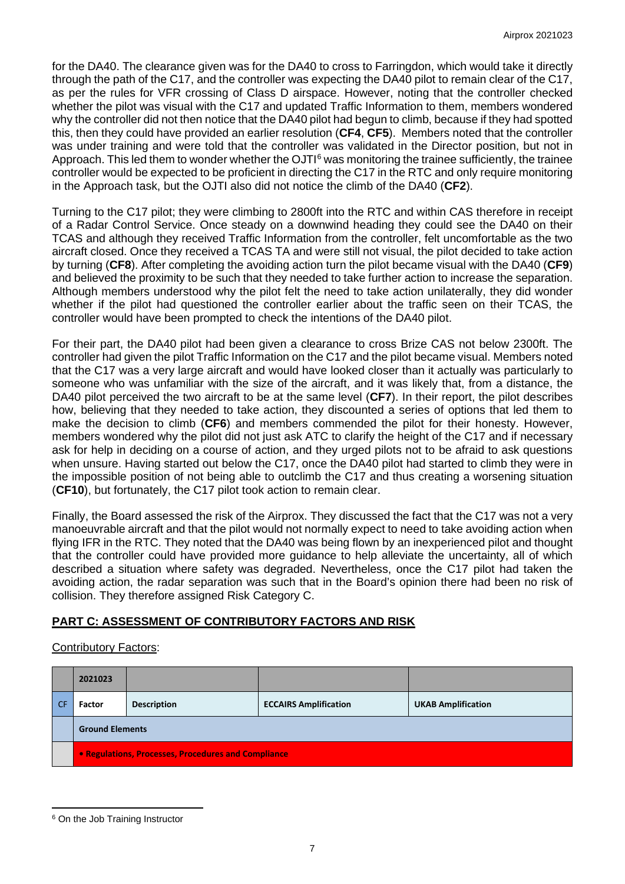for the DA40. The clearance given was for the DA40 to cross to Farringdon, which would take it directly through the path of the C17, and the controller was expecting the DA40 pilot to remain clear of the C17, as per the rules for VFR crossing of Class D airspace. However, noting that the controller checked whether the pilot was visual with the C17 and updated Traffic Information to them, members wondered why the controller did not then notice that the DA40 pilot had begun to climb, because if they had spotted this, then they could have provided an earlier resolution (**CF4**, **CF5**). Members noted that the controller was under training and were told that the controller was validated in the Director position, but not in Approach. This led them to wonder whether the OJTI[6] was monitoring the trainee sufficiently, the trainee controller would be expected to be proficient in directing the C17 in the RTC and only require monitoring in the Approach task, but the OJTI also did not notice the climb of the DA40 (**CF2**).

Turning to the C17 pilot; they were climbing to 2800ft into the RTC and within CAS therefore in receipt of a Radar Control Service. Once steady on a downwind heading they could see the DA40 on their TCAS and although they received Traffic Information from the controller, felt uncomfortable as the two aircraft closed. Once they received a TCAS TA and were still not visual, the pilot decided to take action by turning (**CF8**). After completing the avoiding action turn the pilot became visual with the DA40 (**CF9**) and believed the proximity to be such that they needed to take further action to increase the separation. Although members understood why the pilot felt the need to take action unilaterally, they did wonder whether if the pilot had questioned the controller earlier about the traffic seen on their TCAS, the controller would have been prompted to check the intentions of the DA40 pilot.

For their part, the DA40 pilot had been given a clearance to cross Brize CAS not below 2300ft. The controller had given the pilot Traffic Information on the C17 and the pilot became visual. Members noted that the C17 was a very large aircraft and would have looked closer than it actually was particularly to someone who was unfamiliar with the size of the aircraft, and it was likely that, from a distance, the DA40 pilot perceived the two aircraft to be at the same level (**CF7**). In their report, the pilot describes how, believing that they needed to take action, they discounted a series of options that led them to make the decision to climb (**CF6**) and members commended the pilot for their honesty. However, members wondered why the pilot did not just ask ATC to clarify the height of the C17 and if necessary ask for help in deciding on a course of action, and they urged pilots not to be afraid to ask questions when unsure. Having started out below the C17, once the DA40 pilot had started to climb they were in the impossible position of not being able to outclimb the C17 and thus creating a worsening situation (**CF10**), but fortunately, the C17 pilot took action to remain clear.

Finally, the Board assessed the risk of the Airprox. They discussed the fact that the C17 was not a very manoeuvrable aircraft and that the pilot would not normally expect to need to take avoiding action when flying IFR in the RTC. They noted that the DA40 was being flown by an inexperienced pilot and thought that the controller could have provided more guidance to help alleviate the uncertainty, all of which described a situation where safety was degraded. Nevertheless, once the C17 pilot had taken the avoiding action, the radar separation was such that in the Board's opinion there had been no risk of collision. They therefore assigned Risk Category C.

## PART C: ASSESSMENT OF CONTRIBUTORY FACTORS AND RISK

Contributory Factors:

| | 2021023 | | | |
|---|---|---|---|---|
| CF | Factor | Description | ECCAIRS Amplification | UKAB Amplification |
| | Ground Elements | | | |
| | • Regulations, Processes, Procedures and Compliance | | | |

[6] On the Job Training Instructor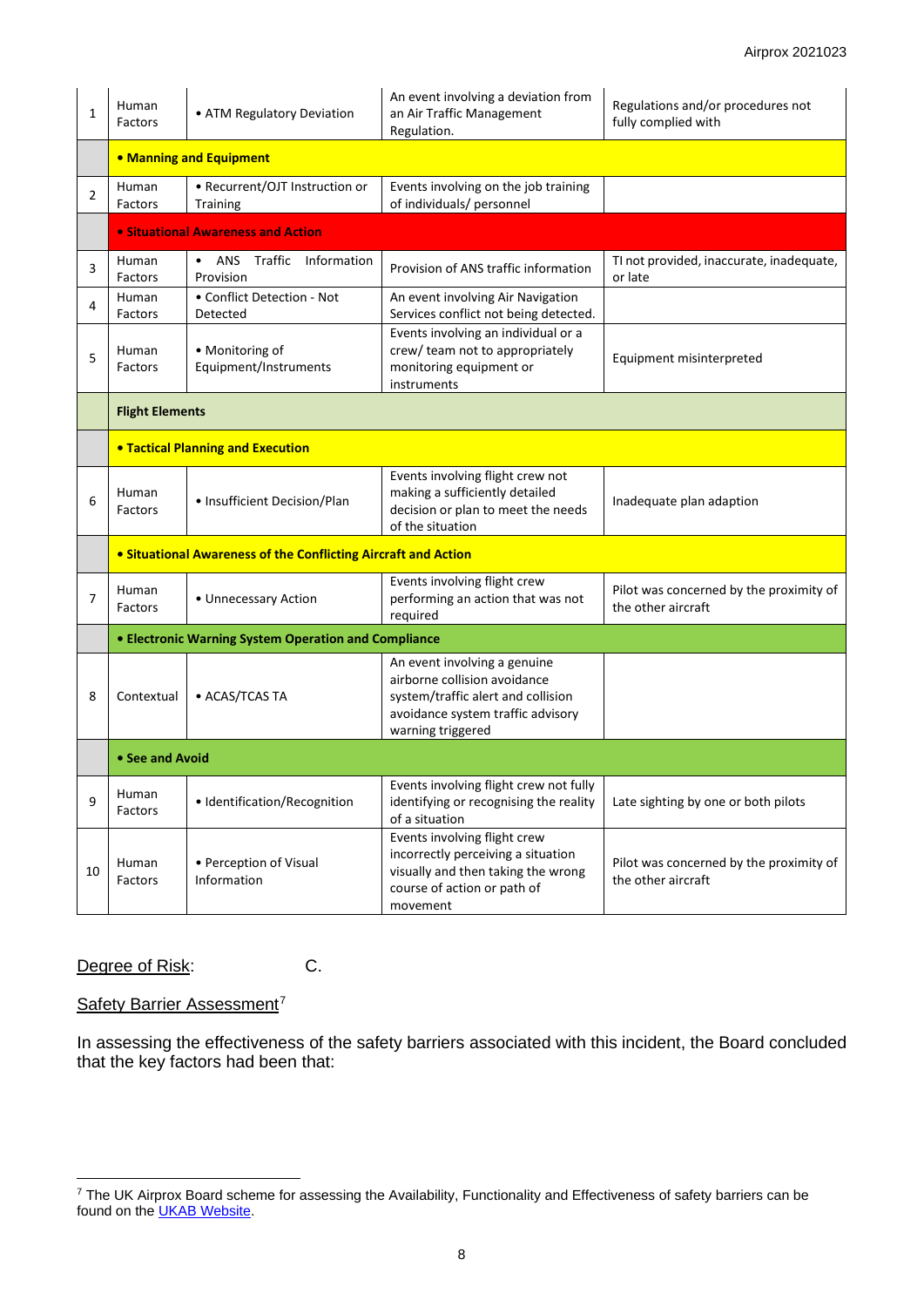| | | | | |
|---|---|---|---|---|
| 1 | Human Factors | • ATM Regulatory Deviation | An event involving a deviation from an Air Traffic Management Regulation. | Regulations and/or procedures not fully complied with |
| | **• Manning and Equipment** | | | |
| 2 | Human Factors | • Recurrent/OJT Instruction or Training | Events involving on the job training of individuals/ personnel | |
| | **• Situational Awareness and Action** | | | |
| 3 | Human Factors | • ANS Traffic Information Provision | Provision of ANS traffic information | TI not provided, inaccurate, inadequate, or late |
| 4 | Human Factors | • Conflict Detection - Not Detected | An event involving Air Navigation Services conflict not being detected. | |
| 5 | Human Factors | • Monitoring of Equipment/Instruments | Events involving an individual or a crew/ team not to appropriately monitoring equipment or instruments | Equipment misinterpreted |
| | **Flight Elements** | | | |
| | **• Tactical Planning and Execution** | | | |
| 6 | Human Factors | • Insufficient Decision/Plan | Events involving flight crew not making a sufficiently detailed decision or plan to meet the needs of the situation | Inadequate plan adaption |
| | **• Situational Awareness of the Conflicting Aircraft and Action** | | | |
| 7 | Human Factors | • Unnecessary Action | Events involving flight crew performing an action that was not required | Pilot was concerned by the proximity of the other aircraft |
| | **• Electronic Warning System Operation and Compliance** | | | |
| 8 | Contextual | • ACAS/TCAS TA | An event involving a genuine airborne collision avoidance system/traffic alert and collision avoidance system traffic advisory warning triggered | |
| | **• See and Avoid** | | | |
| 9 | Human Factors | • Identification/Recognition | Events involving flight crew not fully identifying or recognising the reality of a situation | Late sighting by one or both pilots |
| 10 | Human Factors | • Perception of Visual Information | Events involving flight crew incorrectly perceiving a situation visually and then taking the wrong course of action or path of movement | Pilot was concerned by the proximity of the other aircraft |

Degree of Risk: C.

Safety Barrier Assessment[7]

In assessing the effectiveness of the safety barriers associated with this incident, the Board concluded that the key factors had been that:

[7] The UK Airprox Board scheme for assessing the Availability, Functionality and Effectiveness of safety barriers can be found on the UKAB Website.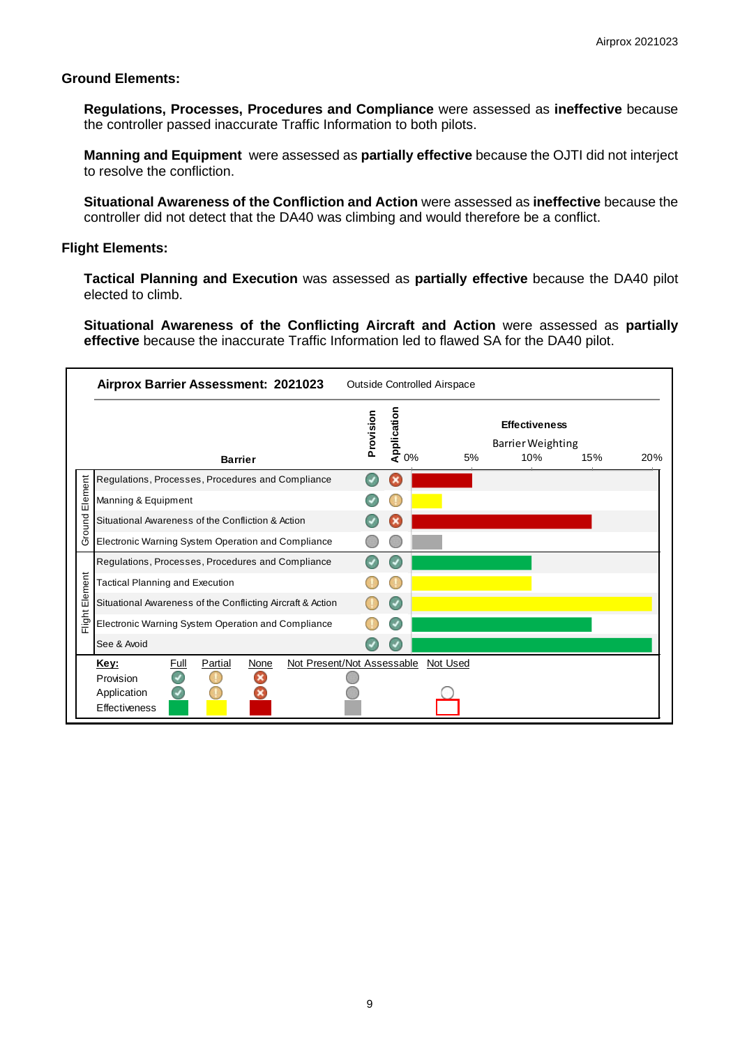### Ground Elements:

**Regulations, Processes, Procedures and Compliance** were assessed as **ineffective** because the controller passed inaccurate Traffic Information to both pilots.

**Manning and Equipment** were assessed as **partially effective** because the OJTI did not interject to resolve the confliction.

**Situational Awareness of the Confliction and Action** were assessed as **ineffective** because the controller did not detect that the DA40 was climbing and would therefore be a conflict.

### Flight Elements:

**Tactical Planning and Execution** was assessed as **partially effective** because the DA40 pilot elected to climb.

**Situational Awareness of the Conflicting Aircraft and Action** were assessed as **partially effective** because the inaccurate Traffic Information led to flawed SA for the DA40 pilot.

**Airprox Barrier Assessment: 2021023**

Outside Controlled Airspace

Barrier

Provision

Application

Effectiveness

Barrier Weighting

0%
5%
10%
15%
20%

Ground Element

Regulations, Processes, Procedures and Compliance

Manning & Equipment

Situational Awareness of the Confliction & Action

Electronic Warning System Operation and Compliance

Flight Element

Regulations, Processes, Procedures and Compliance

Tactical Planning and Execution

Situational Awareness of the Conflicting Aircraft & Action

Electronic Warning System Operation and Compliance

See & Avoid

Key: Full Partial None Not Present/Not Assessable Not Used

Provision

Application

Effectiveness